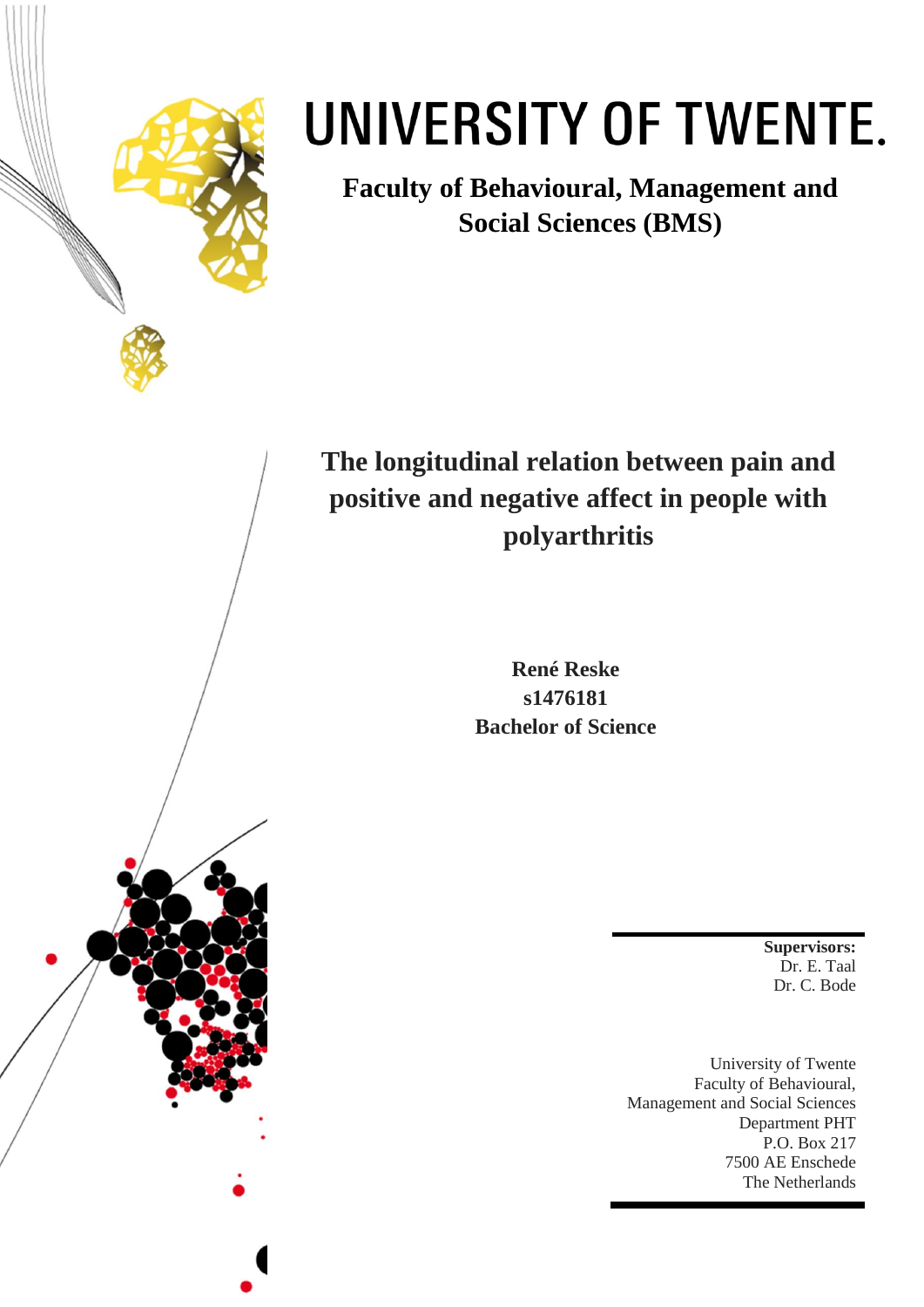# UNIVERSITY OF TWENTE.

**Faculty of Behavioural, Management and Social Sciences (BMS)**

## The longitudinal relation between pain and positive and negative affect in people with polyarthritis

**René Reske**
**s1476181**
**Bachelor of Science**

**Supervisors:**
Dr. E. Taal
Dr. C. Bode

University of Twente
Faculty of Behavioural, Management and Social Sciences
Department PHT
P.O. Box 217
7500 AE Enschede
The Netherlands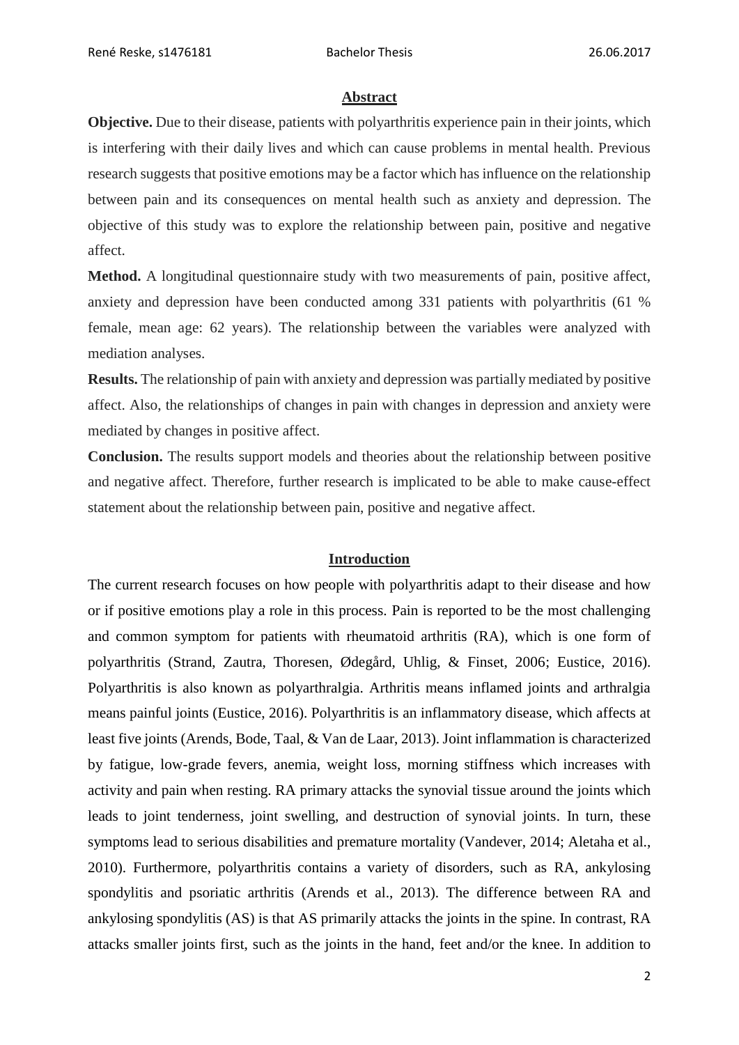## Abstract

**Objective.** Due to their disease, patients with polyarthritis experience pain in their joints, which is interfering with their daily lives and which can cause problems in mental health. Previous research suggests that positive emotions may be a factor which has influence on the relationship between pain and its consequences on mental health such as anxiety and depression. The objective of this study was to explore the relationship between pain, positive and negative affect.

**Method.** A longitudinal questionnaire study with two measurements of pain, positive affect, anxiety and depression have been conducted among 331 patients with polyarthritis (61 % female, mean age: 62 years). The relationship between the variables were analyzed with mediation analyses.

**Results.** The relationship of pain with anxiety and depression was partially mediated by positive affect. Also, the relationships of changes in pain with changes in depression and anxiety were mediated by changes in positive affect.

**Conclusion.** The results support models and theories about the relationship between positive and negative affect. Therefore, further research is implicated to be able to make cause-effect statement about the relationship between pain, positive and negative affect.

## Introduction

The current research focuses on how people with polyarthritis adapt to their disease and how or if positive emotions play a role in this process. Pain is reported to be the most challenging and common symptom for patients with rheumatoid arthritis (RA), which is one form of polyarthritis (Strand, Zautra, Thoresen, Ødegård, Uhlig, & Finset, 2006; Eustice, 2016). Polyarthritis is also known as polyarthralgia. Arthritis means inflamed joints and arthralgia means painful joints (Eustice, 2016). Polyarthritis is an inflammatory disease, which affects at least five joints (Arends, Bode, Taal, & Van de Laar, 2013). Joint inflammation is characterized by fatigue, low-grade fevers, anemia, weight loss, morning stiffness which increases with activity and pain when resting. RA primary attacks the synovial tissue around the joints which leads to joint tenderness, joint swelling, and destruction of synovial joints. In turn, these symptoms lead to serious disabilities and premature mortality (Vandever, 2014; Aletaha et al., 2010). Furthermore, polyarthritis contains a variety of disorders, such as RA, ankylosing spondylitis and psoriatic arthritis (Arends et al., 2013). The difference between RA and ankylosing spondylitis (AS) is that AS primarily attacks the joints in the spine. In contrast, RA attacks smaller joints first, such as the joints in the hand, feet and/or the knee. In addition to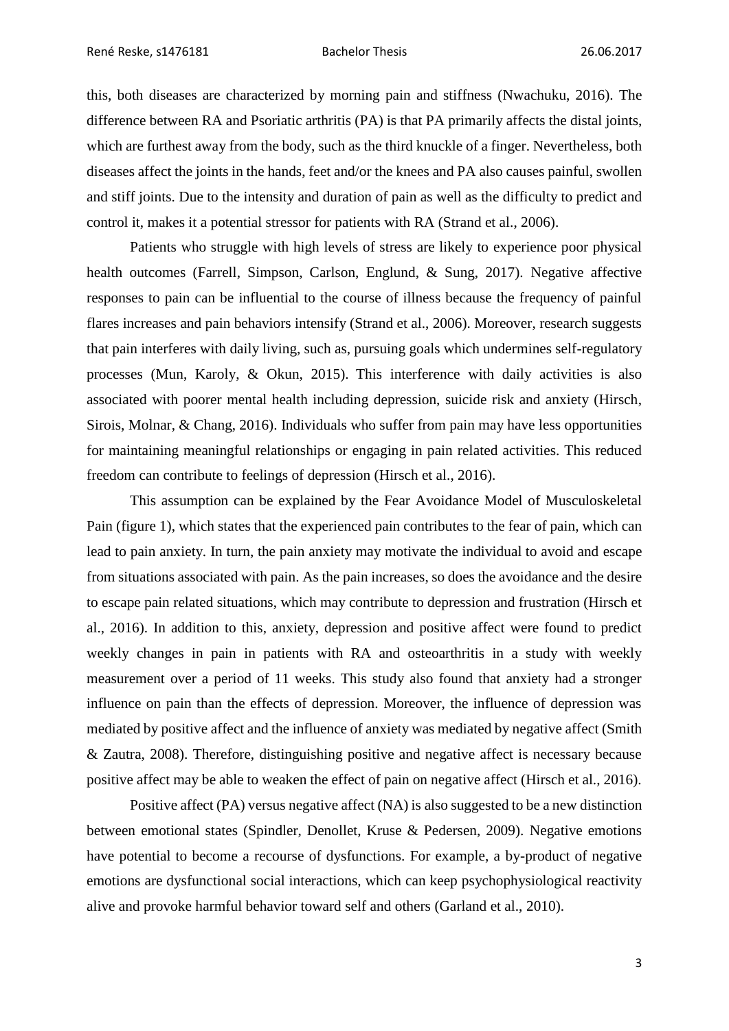this, both diseases are characterized by morning pain and stiffness (Nwachuku, 2016). The difference between RA and Psoriatic arthritis (PA) is that PA primarily affects the distal joints, which are furthest away from the body, such as the third knuckle of a finger. Nevertheless, both diseases affect the joints in the hands, feet and/or the knees and PA also causes painful, swollen and stiff joints. Due to the intensity and duration of pain as well as the difficulty to predict and control it, makes it a potential stressor for patients with RA (Strand et al., 2006).

Patients who struggle with high levels of stress are likely to experience poor physical health outcomes (Farrell, Simpson, Carlson, Englund, & Sung, 2017). Negative affective responses to pain can be influential to the course of illness because the frequency of painful flares increases and pain behaviors intensify (Strand et al., 2006). Moreover, research suggests that pain interferes with daily living, such as, pursuing goals which undermines self-regulatory processes (Mun, Karoly, & Okun, 2015). This interference with daily activities is also associated with poorer mental health including depression, suicide risk and anxiety (Hirsch, Sirois, Molnar, & Chang, 2016). Individuals who suffer from pain may have less opportunities for maintaining meaningful relationships or engaging in pain related activities. This reduced freedom can contribute to feelings of depression (Hirsch et al., 2016).

This assumption can be explained by the Fear Avoidance Model of Musculoskeletal Pain (figure 1), which states that the experienced pain contributes to the fear of pain, which can lead to pain anxiety. In turn, the pain anxiety may motivate the individual to avoid and escape from situations associated with pain. As the pain increases, so does the avoidance and the desire to escape pain related situations, which may contribute to depression and frustration (Hirsch et al., 2016). In addition to this, anxiety, depression and positive affect were found to predict weekly changes in pain in patients with RA and osteoarthritis in a study with weekly measurement over a period of 11 weeks. This study also found that anxiety had a stronger influence on pain than the effects of depression. Moreover, the influence of depression was mediated by positive affect and the influence of anxiety was mediated by negative affect (Smith & Zautra, 2008). Therefore, distinguishing positive and negative affect is necessary because positive affect may be able to weaken the effect of pain on negative affect (Hirsch et al., 2016).

Positive affect (PA) versus negative affect (NA) is also suggested to be a new distinction between emotional states (Spindler, Denollet, Kruse & Pedersen, 2009). Negative emotions have potential to become a recourse of dysfunctions. For example, a by-product of negative emotions are dysfunctional social interactions, which can keep psychophysiological reactivity alive and provoke harmful behavior toward self and others (Garland et al., 2010).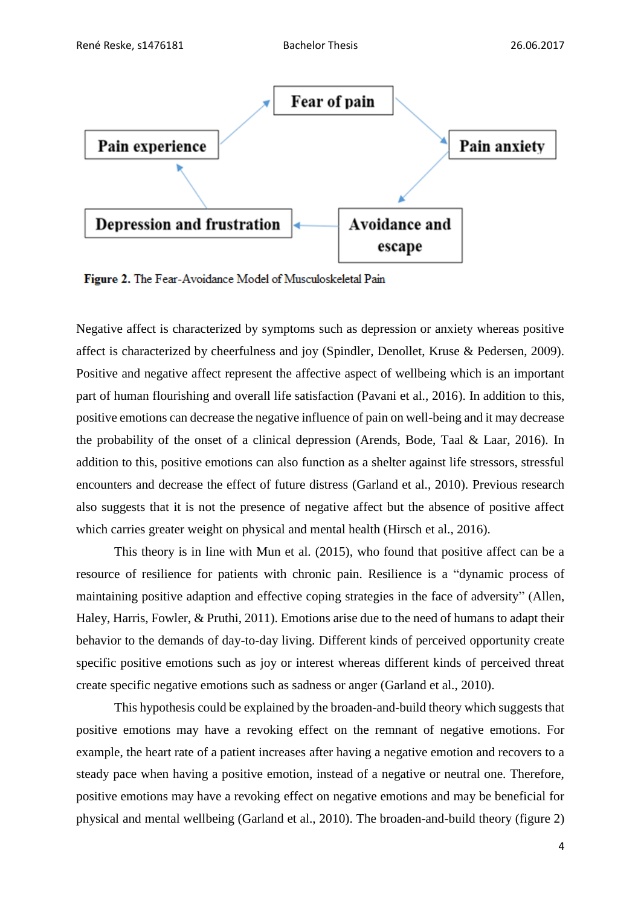Figure 2. The Fear-Avoidance Model of Musculoskeletal Pain

Negative affect is characterized by symptoms such as depression or anxiety whereas positive affect is characterized by cheerfulness and joy (Spindler, Denollet, Kruse & Pedersen, 2009). Positive and negative affect represent the affective aspect of wellbeing which is an important part of human flourishing and overall life satisfaction (Pavani et al., 2016). In addition to this, positive emotions can decrease the negative influence of pain on well-being and it may decrease the probability of the onset of a clinical depression (Arends, Bode, Taal & Laar, 2016). In addition to this, positive emotions can also function as a shelter against life stressors, stressful encounters and decrease the effect of future distress (Garland et al., 2010). Previous research also suggests that it is not the presence of negative affect but the absence of positive affect which carries greater weight on physical and mental health (Hirsch et al., 2016).

This theory is in line with Mun et al. (2015), who found that positive affect can be a resource of resilience for patients with chronic pain. Resilience is a “dynamic process of maintaining positive adaption and effective coping strategies in the face of adversity” (Allen, Haley, Harris, Fowler, & Pruthi, 2011). Emotions arise due to the need of humans to adapt their behavior to the demands of day-to-day living. Different kinds of perceived opportunity create specific positive emotions such as joy or interest whereas different kinds of perceived threat create specific negative emotions such as sadness or anger (Garland et al., 2010).

This hypothesis could be explained by the broaden-and-build theory which suggests that positive emotions may have a revoking effect on the remnant of negative emotions. For example, the heart rate of a patient increases after having a negative emotion and recovers to a steady pace when having a positive emotion, instead of a negative or neutral one. Therefore, positive emotions may have a revoking effect on negative emotions and may be beneficial for physical and mental wellbeing (Garland et al., 2010). The broaden-and-build theory (figure 2)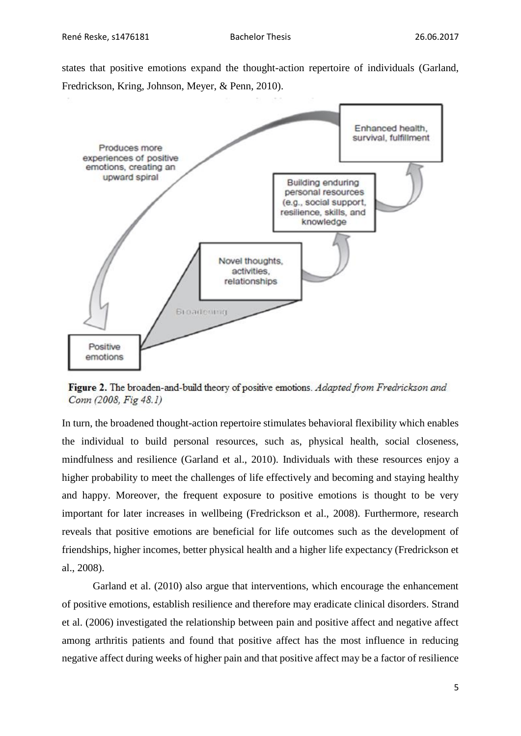states that positive emotions expand the thought-action repertoire of individuals (Garland, Fredrickson, Kring, Johnson, Meyer, & Penn, 2010).

**Figure 2.** The broaden-and-build theory of positive emotions. *Adapted from Fredrickson and Conn (2008, Fig 48.1)*

In turn, the broadened thought-action repertoire stimulates behavioral flexibility which enables the individual to build personal resources, such as, physical health, social closeness, mindfulness and resilience (Garland et al., 2010). Individuals with these resources enjoy a higher probability to meet the challenges of life effectively and becoming and staying healthy and happy. Moreover, the frequent exposure to positive emotions is thought to be very important for later increases in wellbeing (Fredrickson et al., 2008). Furthermore, research reveals that positive emotions are beneficial for life outcomes such as the development of friendships, higher incomes, better physical health and a higher life expectancy (Fredrickson et al., 2008).

Garland et al. (2010) also argue that interventions, which encourage the enhancement of positive emotions, establish resilience and therefore may eradicate clinical disorders. Strand et al. (2006) investigated the relationship between pain and positive affect and negative affect among arthritis patients and found that positive affect has the most influence in reducing negative affect during weeks of higher pain and that positive affect may be a factor of resilience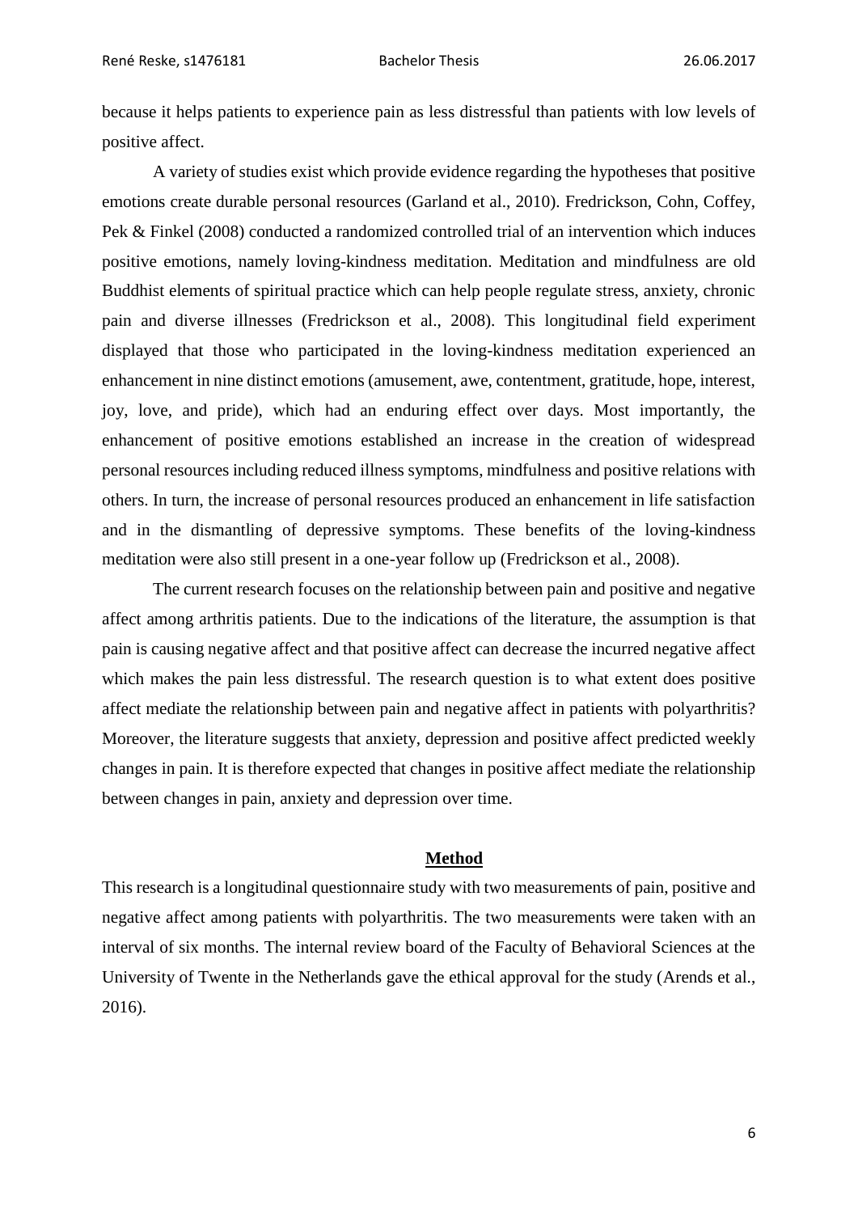because it helps patients to experience pain as less distressful than patients with low levels of positive affect.

A variety of studies exist which provide evidence regarding the hypotheses that positive emotions create durable personal resources (Garland et al., 2010). Fredrickson, Cohn, Coffey, Pek & Finkel (2008) conducted a randomized controlled trial of an intervention which induces positive emotions, namely loving-kindness meditation. Meditation and mindfulness are old Buddhist elements of spiritual practice which can help people regulate stress, anxiety, chronic pain and diverse illnesses (Fredrickson et al., 2008). This longitudinal field experiment displayed that those who participated in the loving-kindness meditation experienced an enhancement in nine distinct emotions (amusement, awe, contentment, gratitude, hope, interest, joy, love, and pride), which had an enduring effect over days. Most importantly, the enhancement of positive emotions established an increase in the creation of widespread personal resources including reduced illness symptoms, mindfulness and positive relations with others. In turn, the increase of personal resources produced an enhancement in life satisfaction and in the dismantling of depressive symptoms. These benefits of the loving-kindness meditation were also still present in a one-year follow up (Fredrickson et al., 2008).

The current research focuses on the relationship between pain and positive and negative affect among arthritis patients. Due to the indications of the literature, the assumption is that pain is causing negative affect and that positive affect can decrease the incurred negative affect which makes the pain less distressful. The research question is to what extent does positive affect mediate the relationship between pain and negative affect in patients with polyarthritis? Moreover, the literature suggests that anxiety, depression and positive affect predicted weekly changes in pain. It is therefore expected that changes in positive affect mediate the relationship between changes in pain, anxiety and depression over time.

## Method

This research is a longitudinal questionnaire study with two measurements of pain, positive and negative affect among patients with polyarthritis. The two measurements were taken with an interval of six months. The internal review board of the Faculty of Behavioral Sciences at the University of Twente in the Netherlands gave the ethical approval for the study (Arends et al., 2016).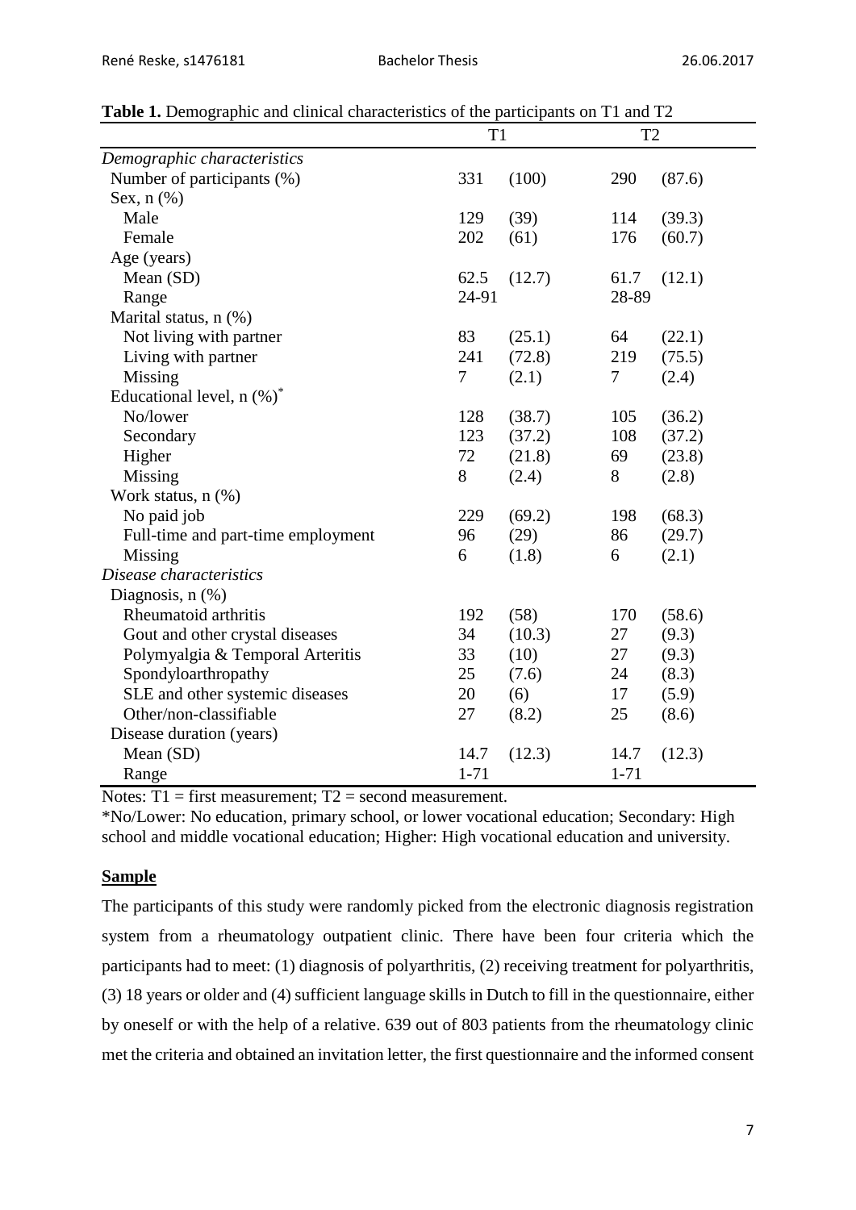**Table 1.** Demographic and clinical characteristics of the participants on T1 and T2

| | T1 | | T2 | |
|---|---|---|---|---|
| *Demographic characteristics* | | | | |
| Number of participants (%) | 331 | (100) | 290 | (87.6) |
| Sex, n (%) | | | | |
| Male | 129 | (39) | 114 | (39.3) |
| Female | 202 | (61) | 176 | (60.7) |
| Age (years) | | | | |
| Mean (SD) | 62.5 | (12.7) | 61.7 | (12.1) |
| Range | 24-91 | | 28-89 | |
| Marital status, n (%) | | | | |
| Not living with partner | 83 | (25.1) | 64 | (22.1) |
| Living with partner | 241 | (72.8) | 219 | (75.5) |
| Missing | 7 | (2.1) | 7 | (2.4) |
| Educational level, n (%)* | | | | |
| No/lower | 128 | (38.7) | 105 | (36.2) |
| Secondary | 123 | (37.2) | 108 | (37.2) |
| Higher | 72 | (21.8) | 69 | (23.8) |
| Missing | 8 | (2.4) | 8 | (2.8) |
| Work status, n (%) | | | | |
| No paid job | 229 | (69.2) | 198 | (68.3) |
| Full-time and part-time employment | 96 | (29) | 86 | (29.7) |
| Missing | 6 | (1.8) | 6 | (2.1) |
| *Disease characteristics* | | | | |
| Diagnosis, n (%) | | | | |
| Rheumatoid arthritis | 192 | (58) | 170 | (58.6) |
| Gout and other crystal diseases | 34 | (10.3) | 27 | (9.3) |
| Polymyalgia & Temporal Arteritis | 33 | (10) | 27 | (9.3) |
| Spondyloarthropathy | 25 | (7.6) | 24 | (8.3) |
| SLE and other systemic diseases | 20 | (6) | 17 | (5.9) |
| Other/non-classifiable | 27 | (8.2) | 25 | (8.6) |
| Disease duration (years) | | | | |
| Mean (SD) | 14.7 | (12.3) | 14.7 | (12.3) |
| Range | 1-71 | | 1-71 | |

Notes: T1 = first measurement; T2 = second measurement.

*No/Lower: No education, primary school, or lower vocational education; Secondary: High school and middle vocational education; Higher: High vocational education and university.

**Sample**

The participants of this study were randomly picked from the electronic diagnosis registration system from a rheumatology outpatient clinic. There have been four criteria which the participants had to meet: (1) diagnosis of polyarthritis, (2) receiving treatment for polyarthritis, (3) 18 years or older and (4) sufficient language skills in Dutch to fill in the questionnaire, either by oneself or with the help of a relative. 639 out of 803 patients from the rheumatology clinic met the criteria and obtained an invitation letter, the first questionnaire and the informed consent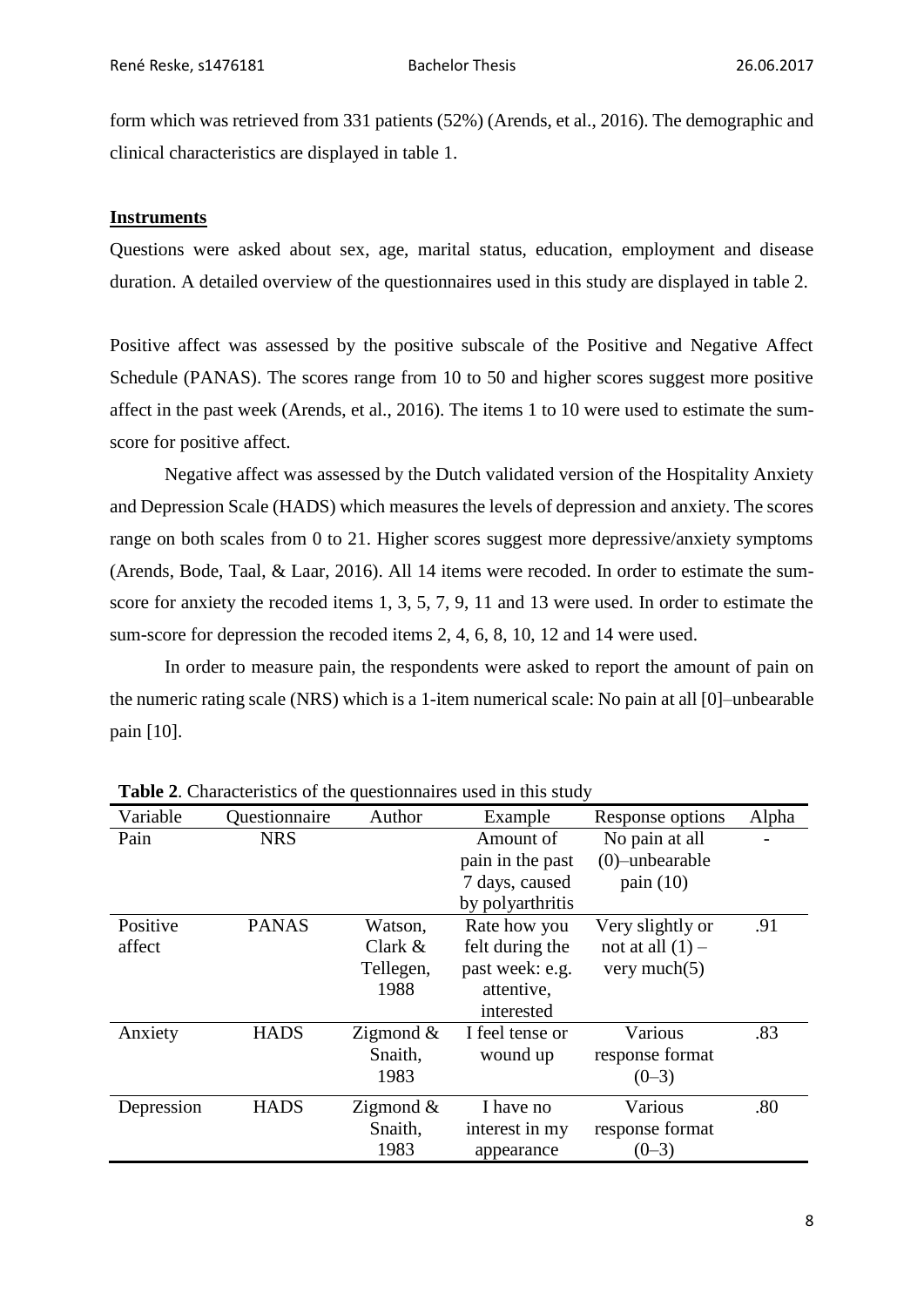form which was retrieved from 331 patients (52%) (Arends, et al., 2016). The demographic and clinical characteristics are displayed in table 1.

**Instruments**

Questions were asked about sex, age, marital status, education, employment and disease duration. A detailed overview of the questionnaires used in this study are displayed in table 2.

Positive affect was assessed by the positive subscale of the Positive and Negative Affect Schedule (PANAS). The scores range from 10 to 50 and higher scores suggest more positive affect in the past week (Arends, et al., 2016). The items 1 to 10 were used to estimate the sum-score for positive affect.

Negative affect was assessed by the Dutch validated version of the Hospitality Anxiety and Depression Scale (HADS) which measures the levels of depression and anxiety. The scores range on both scales from 0 to 21. Higher scores suggest more depressive/anxiety symptoms (Arends, Bode, Taal, & Laar, 2016). All 14 items were recoded. In order to estimate the sum-score for anxiety the recoded items 1, 3, 5, 7, 9, 11 and 13 were used. In order to estimate the sum-score for depression the recoded items 2, 4, 6, 8, 10, 12 and 14 were used.

In order to measure pain, the respondents were asked to report the amount of pain on the numeric rating scale (NRS) which is a 1-item numerical scale: No pain at all [0]–unbearable pain [10].

**Table 2**. Characteristics of the questionnaires used in this study

| Variable | Questionnaire | Author | Example | Response options | Alpha |
|---|---|---|---|---|---|
| Pain | NRS | | Amount of pain in the past 7 days, caused by polyarthritis | No pain at all (0)–unbearable pain (10) | - |
| Positive affect | PANAS | Watson, Clark & Tellegen, 1988 | Rate how you felt during the past week: e.g. attentive, interested | Very slightly or not at all (1) – very much(5) | .91 |
| Anxiety | HADS | Zigmond & Snaith, 1983 | I feel tense or wound up | Various response format (0–3) | .83 |
| Depression | HADS | Zigmond & Snaith, 1983 | I have no interest in my appearance | Various response format (0–3) | .80 |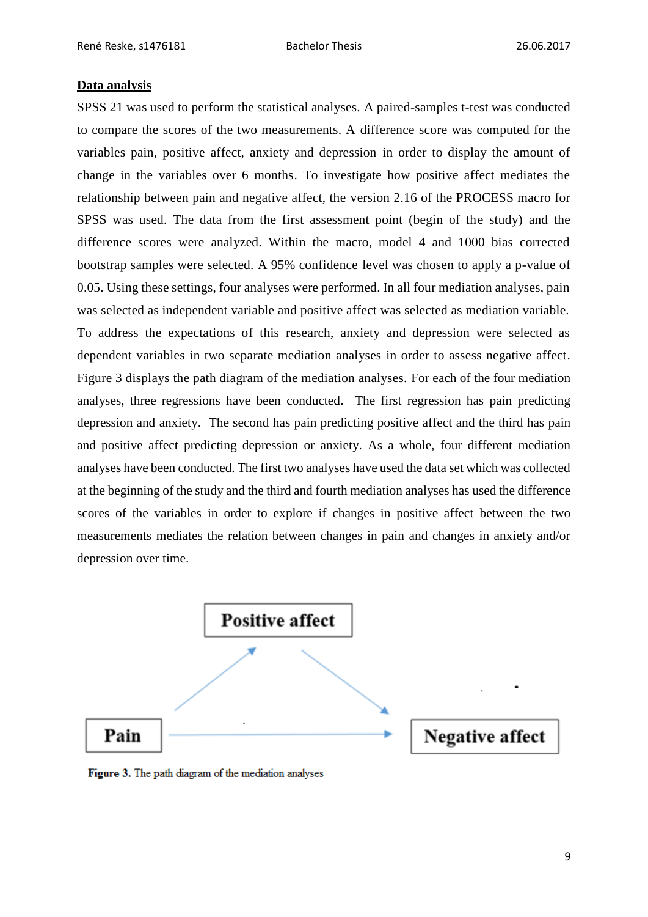## Data analysis

SPSS 21 was used to perform the statistical analyses. A paired-samples t-test was conducted to compare the scores of the two measurements. A difference score was computed for the variables pain, positive affect, anxiety and depression in order to display the amount of change in the variables over 6 months. To investigate how positive affect mediates the relationship between pain and negative affect, the version 2.16 of the PROCESS macro for SPSS was used. The data from the first assessment point (begin of the study) and the difference scores were analyzed. Within the macro, model 4 and 1000 bias corrected bootstrap samples were selected. A 95% confidence level was chosen to apply a p-value of 0.05. Using these settings, four analyses were performed. In all four mediation analyses, pain was selected as independent variable and positive affect was selected as mediation variable. To address the expectations of this research, anxiety and depression were selected as dependent variables in two separate mediation analyses in order to assess negative affect. Figure 3 displays the path diagram of the mediation analyses. For each of the four mediation analyses, three regressions have been conducted. The first regression has pain predicting depression and anxiety. The second has pain predicting positive affect and the third has pain and positive affect predicting depression or anxiety. As a whole, four different mediation analyses have been conducted. The first two analyses have used the data set which was collected at the beginning of the study and the third and fourth mediation analyses has used the difference scores of the variables in order to explore if changes in positive affect between the two measurements mediates the relation between changes in pain and changes in anxiety and/or depression over time.

Positive affect

Pain

Negative affect

**Figure 3.** The path diagram of the mediation analyses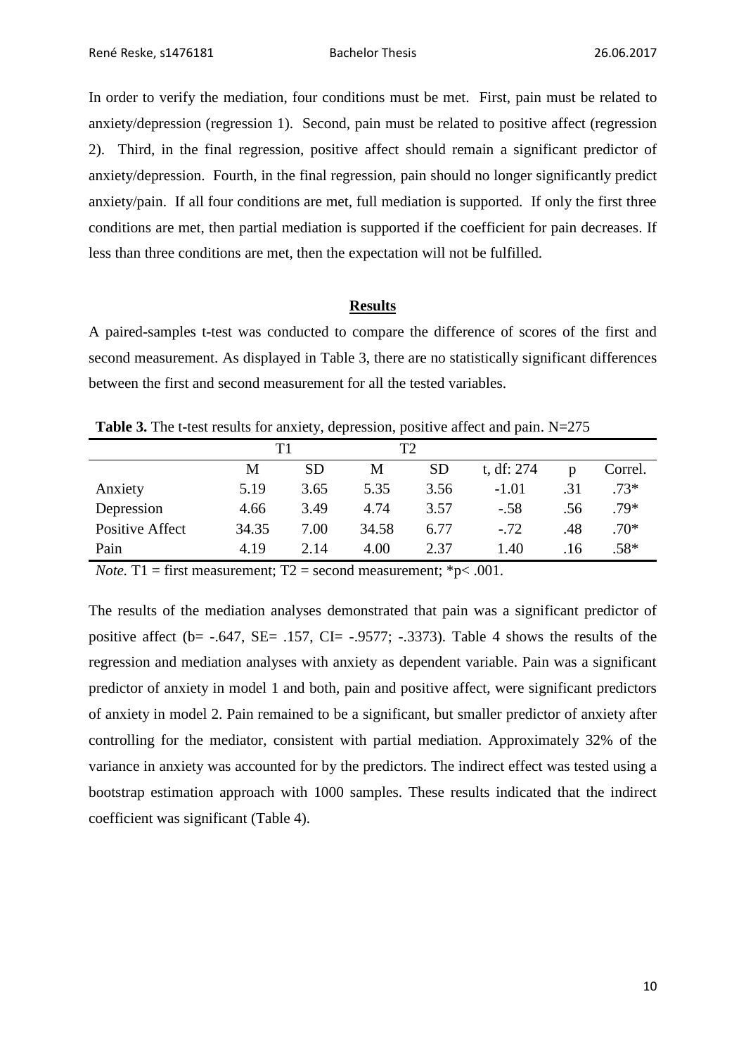In order to verify the mediation, four conditions must be met. First, pain must be related to anxiety/depression (regression 1). Second, pain must be related to positive affect (regression 2). Third, in the final regression, positive affect should remain a significant predictor of anxiety/depression. Fourth, in the final regression, pain should no longer significantly predict anxiety/pain. If all four conditions are met, full mediation is supported. If only the first three conditions are met, then partial mediation is supported if the coefficient for pain decreases. If less than three conditions are met, then the expectation will not be fulfilled.

## Results

A paired-samples t-test was conducted to compare the difference of scores of the first and second measurement. As displayed in Table 3, there are no statistically significant differences between the first and second measurement for all the tested variables.

**Table 3.** The t-test results for anxiety, depression, positive affect and pain. N=275

| | T1 | | T2 | | | | |
|---|---|---|---|---|---|---|---|
| | M | SD | M | SD | t, df: 274 | p | Correl. |
| Anxiety | 5.19 | 3.65 | 5.35 | 3.56 | -1.01 | .31 | .73* |
| Depression | 4.66 | 3.49 | 4.74 | 3.57 | -.58 | .56 | .79* |
| Positive Affect | 34.35 | 7.00 | 34.58 | 6.77 | -.72 | .48 | .70* |
| Pain | 4.19 | 2.14 | 4.00 | 2.37 | 1.40 | .16 | .58* |

*Note.* T1 = first measurement; T2 = second measurement; *$p < .001$.

The results of the mediation analyses demonstrated that pain was a significant predictor of positive affect (b= -.647, SE= .157, CI= -.9577; -.3373). Table 4 shows the results of the regression and mediation analyses with anxiety as dependent variable. Pain was a significant predictor of anxiety in model 1 and both, pain and positive affect, were significant predictors of anxiety in model 2. Pain remained to be a significant, but smaller predictor of anxiety after controlling for the mediator, consistent with partial mediation. Approximately 32% of the variance in anxiety was accounted for by the predictors. The indirect effect was tested using a bootstrap estimation approach with 1000 samples. These results indicated that the indirect coefficient was significant (Table 4).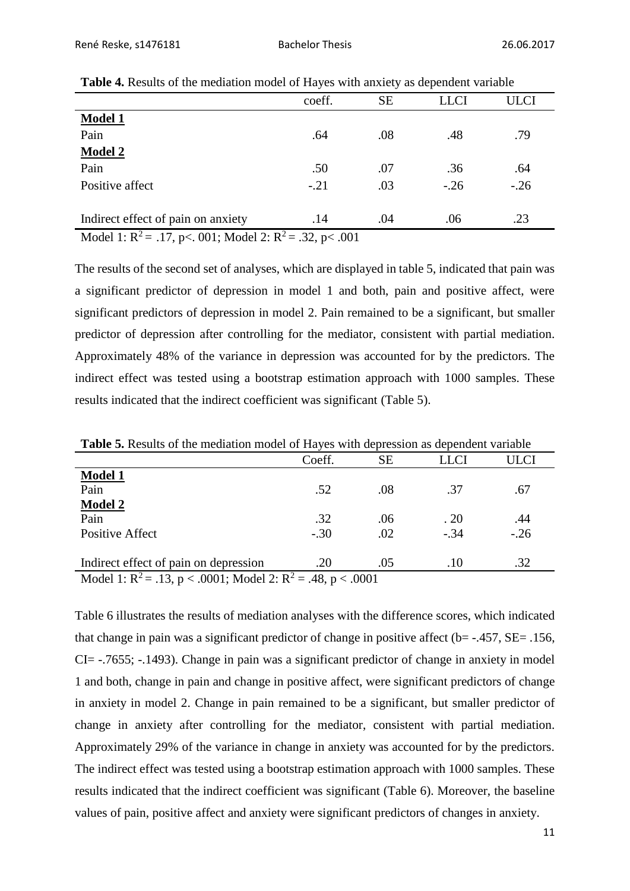**Table 4.** Results of the mediation model of Hayes with anxiety as dependent variable

| | coeff. | SE | LLCI | ULCI |
|---|---|---|---|---|
| **Model 1** | | | | |
| Pain | .64 | .08 | .48 | .79 |
| **Model 2** | | | | |
| Pain | .50 | .07 | .36 | .64 |
| Positive affect | -.21 | .03 | -.26 | -.26 |
| | | | | |
| Indirect effect of pain on anxiety | .14 | .04 | .06 | .23 |

Model 1: $R^2 = .17$, $p<. 001$; Model 2: $R^2 = .32$, $p< .001$

The results of the second set of analyses, which are displayed in table 5, indicated that pain was a significant predictor of depression in model 1 and both, pain and positive affect, were significant predictors of depression in model 2. Pain remained to be a significant, but smaller predictor of depression after controlling for the mediator, consistent with partial mediation. Approximately 48% of the variance in depression was accounted for by the predictors. The indirect effect was tested using a bootstrap estimation approach with 1000 samples. These results indicated that the indirect coefficient was significant (Table 5).

**Table 5.** Results of the mediation model of Hayes with depression as dependent variable

| | Coeff. | SE | LLCI | ULCI |
|---|---|---|---|---|
| **Model 1** | | | | |
| Pain | .52 | .08 | .37 | .67 |
| **Model 2** | | | | |
| Pain | .32 | .06 | . 20 | .44 |
| Positive Affect | -.30 | .02 | -.34 | -.26 |
| | | | | |
| Indirect effect of pain on depression | .20 | .05 | .10 | .32 |

Model 1: $R^2 = .13$, $p < .0001$; Model 2: $R^2 = .48$, $p < .0001$

Table 6 illustrates the results of mediation analyses with the difference scores, which indicated that change in pain was a significant predictor of change in positive affect (b= -.457, SE= .156, CI= -.7655; -.1493). Change in pain was a significant predictor of change in anxiety in model 1 and both, change in pain and change in positive affect, were significant predictors of change in anxiety in model 2. Change in pain remained to be a significant, but smaller predictor of change in anxiety after controlling for the mediator, consistent with partial mediation. Approximately 29% of the variance in change in anxiety was accounted for by the predictors. The indirect effect was tested using a bootstrap estimation approach with 1000 samples. These results indicated that the indirect coefficient was significant (Table 6). Moreover, the baseline values of pain, positive affect and anxiety were significant predictors of changes in anxiety.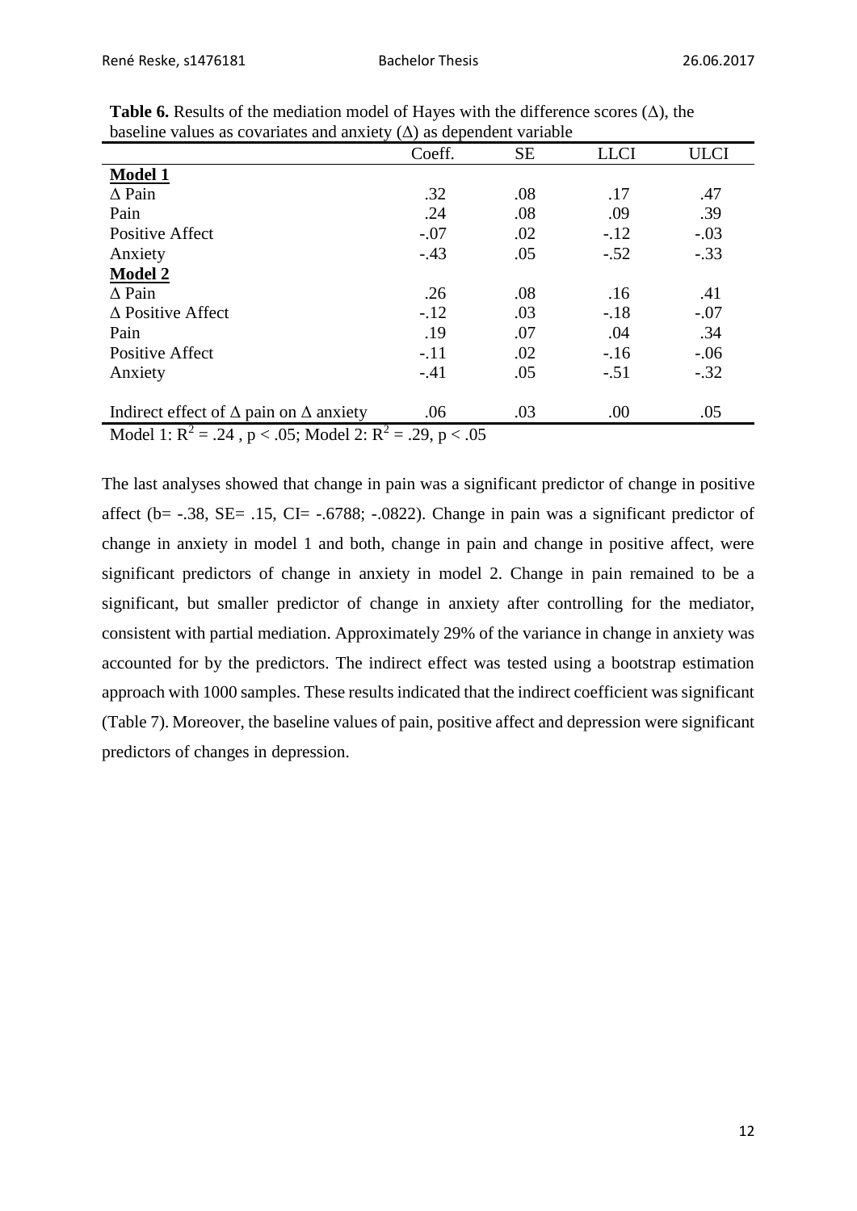**Table 6.** Results of the mediation model of Hayes with the difference scores (Δ), the baseline values as covariates and anxiety (Δ) as dependent variable

| | Coeff. | SE | LLCI | ULCI |
|---|---|---|---|---|
| **Model 1** | | | | |
| Δ Pain | .32 | .08 | .17 | .47 |
| Pain | .24 | .08 | .09 | .39 |
| Positive Affect | -.07 | .02 | -.12 | -.03 |
| Anxiety | -.43 | .05 | -.52 | -.33 |
| **Model 2** | | | | |
| Δ Pain | .26 | .08 | .16 | .41 |
| Δ Positive Affect | -.12 | .03 | -.18 | -.07 |
| Pain | .19 | .07 | .04 | .34 |
| Positive Affect | -.11 | .02 | -.16 | -.06 |
| Anxiety | -.41 | .05 | -.51 | -.32 |
| Indirect effect of Δ pain on Δ anxiety | .06 | .03 | .00 | .05 |

Model 1: $R^2 = .24$ , $p < .05$; Model 2: $R^2 = .29$, $p < .05$

The last analyses showed that change in pain was a significant predictor of change in positive affect (b= -.38, SE= .15, CI= -.6788; -.0822). Change in pain was a significant predictor of change in anxiety in model 1 and both, change in pain and change in positive affect, were significant predictors of change in anxiety in model 2. Change in pain remained to be a significant, but smaller predictor of change in anxiety after controlling for the mediator, consistent with partial mediation. Approximately 29% of the variance in change in anxiety was accounted for by the predictors. The indirect effect was tested using a bootstrap estimation approach with 1000 samples. These results indicated that the indirect coefficient was significant (Table 7). Moreover, the baseline values of pain, positive affect and depression were significant predictors of changes in depression.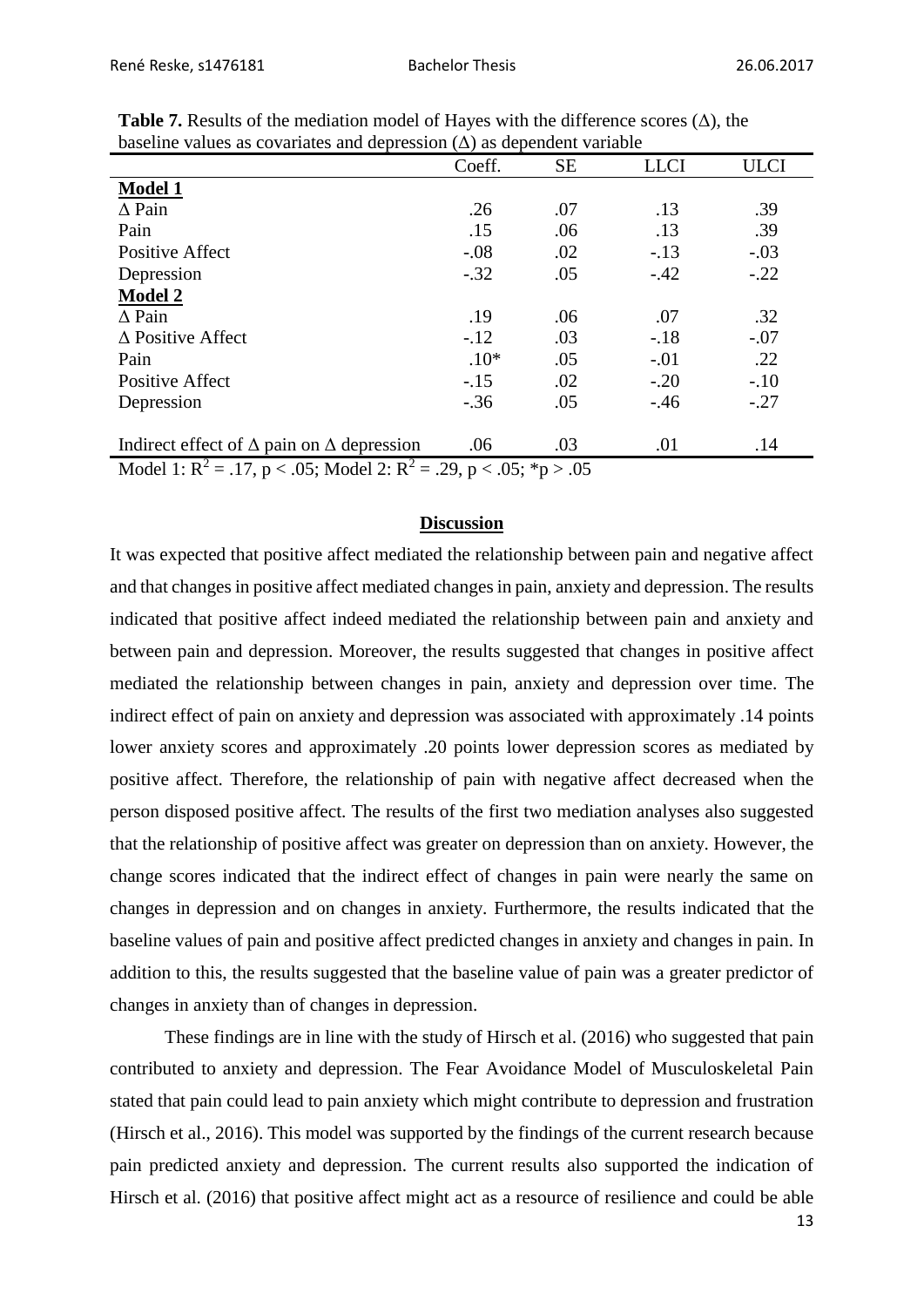**Table 7.** Results of the mediation model of Hayes with the difference scores (Δ), the baseline values as covariates and depression (Δ) as dependent variable

| | Coeff. | SE | LLCI | ULCI |
|---|---|---|---|---|
| **Model 1** | | | | |
| Δ Pain | .26 | .07 | .13 | .39 |
| Pain | .15 | .06 | .13 | .39 |
| Positive Affect | -.08 | .02 | -.13 | -.03 |
| Depression | -.32 | .05 | -.42 | -.22 |
| **Model 2** | | | | |
| Δ Pain | .19 | .06 | .07 | .32 |
| Δ Positive Affect | -.12 | .03 | -.18 | -.07 |
| Pain | .10* | .05 | -.01 | .22 |
| Positive Affect | -.15 | .02 | -.20 | -.10 |
| Depression | -.36 | .05 | -.46 | -.27 |
| Indirect effect of Δ pain on Δ depression | .06 | .03 | .01 | .14 |

Model 1: $R^2 = .17$, $p < .05$; Model 2: $R^2 = .29$, $p < .05$; *$p > .05$

## Discussion

It was expected that positive affect mediated the relationship between pain and negative affect and that changes in positive affect mediated changes in pain, anxiety and depression. The results indicated that positive affect indeed mediated the relationship between pain and anxiety and between pain and depression. Moreover, the results suggested that changes in positive affect mediated the relationship between changes in pain, anxiety and depression over time. The indirect effect of pain on anxiety and depression was associated with approximately .14 points lower anxiety scores and approximately .20 points lower depression scores as mediated by positive affect. Therefore, the relationship of pain with negative affect decreased when the person disposed positive affect. The results of the first two mediation analyses also suggested that the relationship of positive affect was greater on depression than on anxiety. However, the change scores indicated that the indirect effect of changes in pain were nearly the same on changes in depression and on changes in anxiety. Furthermore, the results indicated that the baseline values of pain and positive affect predicted changes in anxiety and changes in pain. In addition to this, the results suggested that the baseline value of pain was a greater predictor of changes in anxiety than of changes in depression.

These findings are in line with the study of Hirsch et al. (2016) who suggested that pain contributed to anxiety and depression. The Fear Avoidance Model of Musculoskeletal Pain stated that pain could lead to pain anxiety which might contribute to depression and frustration (Hirsch et al., 2016). This model was supported by the findings of the current research because pain predicted anxiety and depression. The current results also supported the indication of Hirsch et al. (2016) that positive affect might act as a resource of resilience and could be able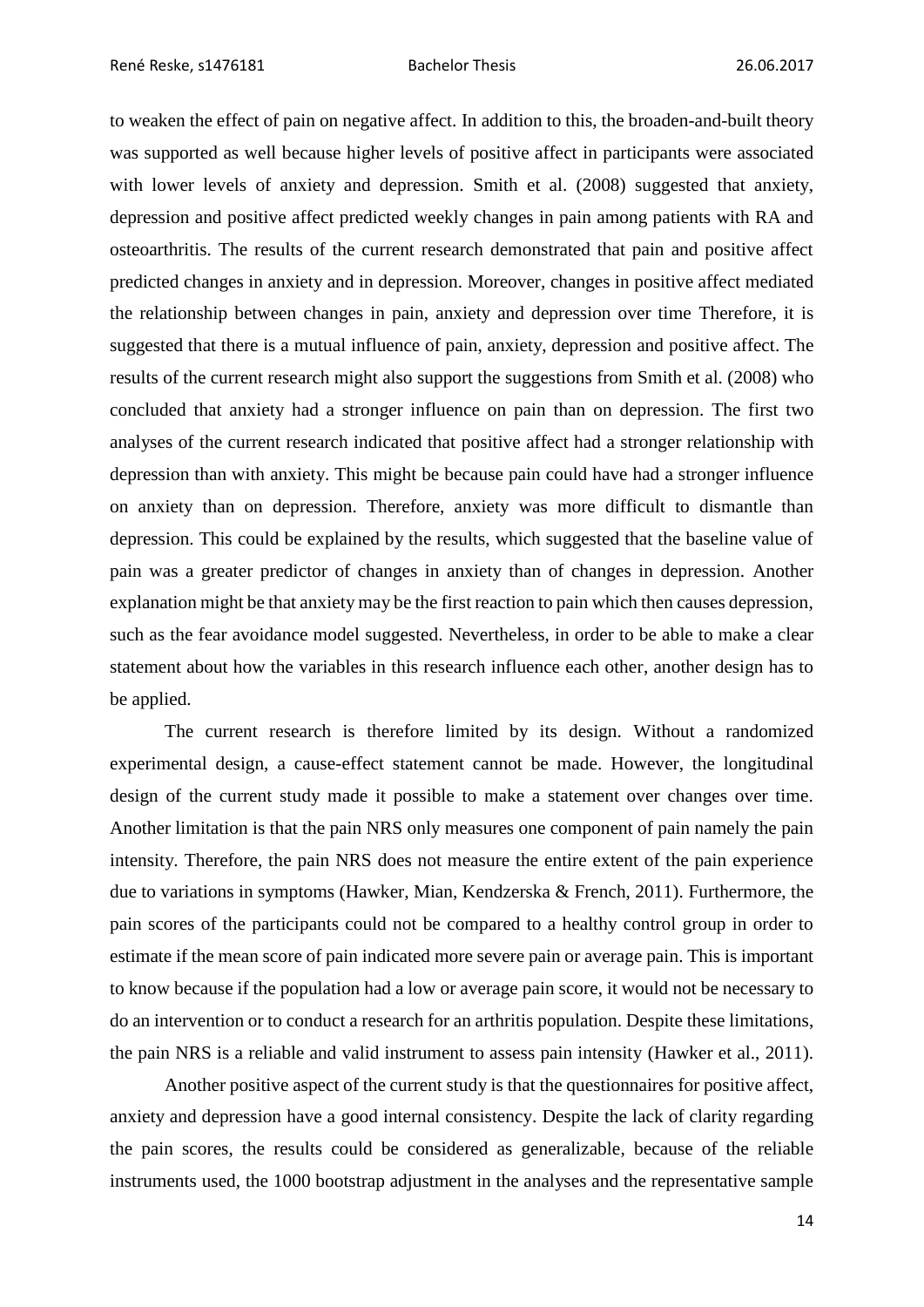to weaken the effect of pain on negative affect. In addition to this, the broaden-and-built theory was supported as well because higher levels of positive affect in participants were associated with lower levels of anxiety and depression. Smith et al. (2008) suggested that anxiety, depression and positive affect predicted weekly changes in pain among patients with RA and osteoarthritis. The results of the current research demonstrated that pain and positive affect predicted changes in anxiety and in depression. Moreover, changes in positive affect mediated the relationship between changes in pain, anxiety and depression over time Therefore, it is suggested that there is a mutual influence of pain, anxiety, depression and positive affect. The results of the current research might also support the suggestions from Smith et al. (2008) who concluded that anxiety had a stronger influence on pain than on depression. The first two analyses of the current research indicated that positive affect had a stronger relationship with depression than with anxiety. This might be because pain could have had a stronger influence on anxiety than on depression. Therefore, anxiety was more difficult to dismantle than depression. This could be explained by the results, which suggested that the baseline value of pain was a greater predictor of changes in anxiety than of changes in depression. Another explanation might be that anxiety may be the first reaction to pain which then causes depression, such as the fear avoidance model suggested. Nevertheless, in order to be able to make a clear statement about how the variables in this research influence each other, another design has to be applied.

The current research is therefore limited by its design. Without a randomized experimental design, a cause-effect statement cannot be made. However, the longitudinal design of the current study made it possible to make a statement over changes over time. Another limitation is that the pain NRS only measures one component of pain namely the pain intensity. Therefore, the pain NRS does not measure the entire extent of the pain experience due to variations in symptoms (Hawker, Mian, Kendzerska & French, 2011). Furthermore, the pain scores of the participants could not be compared to a healthy control group in order to estimate if the mean score of pain indicated more severe pain or average pain. This is important to know because if the population had a low or average pain score, it would not be necessary to do an intervention or to conduct a research for an arthritis population. Despite these limitations, the pain NRS is a reliable and valid instrument to assess pain intensity (Hawker et al., 2011).

Another positive aspect of the current study is that the questionnaires for positive affect, anxiety and depression have a good internal consistency. Despite the lack of clarity regarding the pain scores, the results could be considered as generalizable, because of the reliable instruments used, the 1000 bootstrap adjustment in the analyses and the representative sample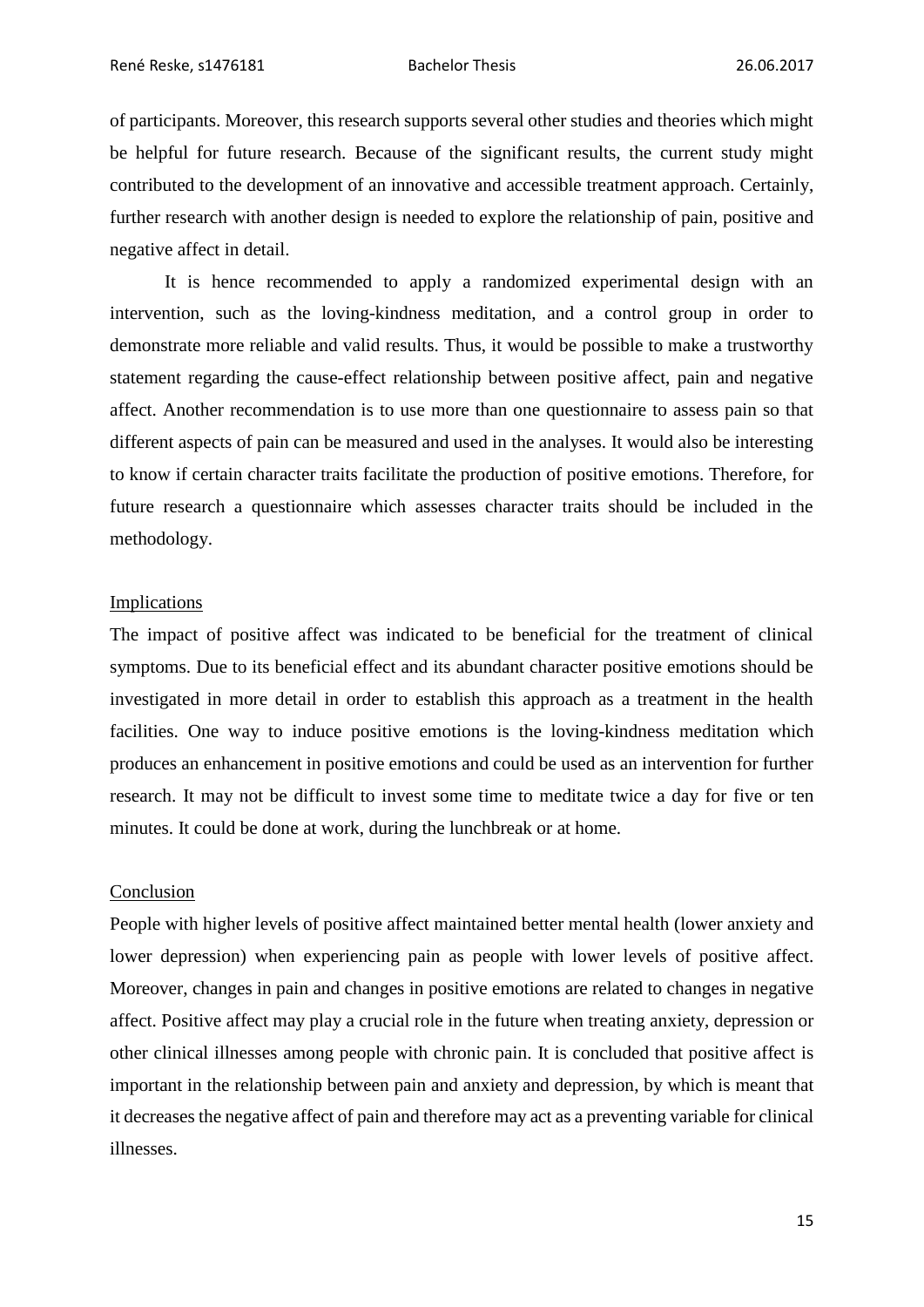of participants. Moreover, this research supports several other studies and theories which might be helpful for future research. Because of the significant results, the current study might contributed to the development of an innovative and accessible treatment approach. Certainly, further research with another design is needed to explore the relationship of pain, positive and negative affect in detail.

It is hence recommended to apply a randomized experimental design with an intervention, such as the loving-kindness meditation, and a control group in order to demonstrate more reliable and valid results. Thus, it would be possible to make a trustworthy statement regarding the cause-effect relationship between positive affect, pain and negative affect. Another recommendation is to use more than one questionnaire to assess pain so that different aspects of pain can be measured and used in the analyses. It would also be interesting to know if certain character traits facilitate the production of positive emotions. Therefore, for future research a questionnaire which assesses character traits should be included in the methodology.

## Implications

The impact of positive affect was indicated to be beneficial for the treatment of clinical symptoms. Due to its beneficial effect and its abundant character positive emotions should be investigated in more detail in order to establish this approach as a treatment in the health facilities. One way to induce positive emotions is the loving-kindness meditation which produces an enhancement in positive emotions and could be used as an intervention for further research. It may not be difficult to invest some time to meditate twice a day for five or ten minutes. It could be done at work, during the lunchbreak or at home.

## Conclusion

People with higher levels of positive affect maintained better mental health (lower anxiety and lower depression) when experiencing pain as people with lower levels of positive affect. Moreover, changes in pain and changes in positive emotions are related to changes in negative affect. Positive affect may play a crucial role in the future when treating anxiety, depression or other clinical illnesses among people with chronic pain. It is concluded that positive affect is important in the relationship between pain and anxiety and depression, by which is meant that it decreases the negative affect of pain and therefore may act as a preventing variable for clinical illnesses.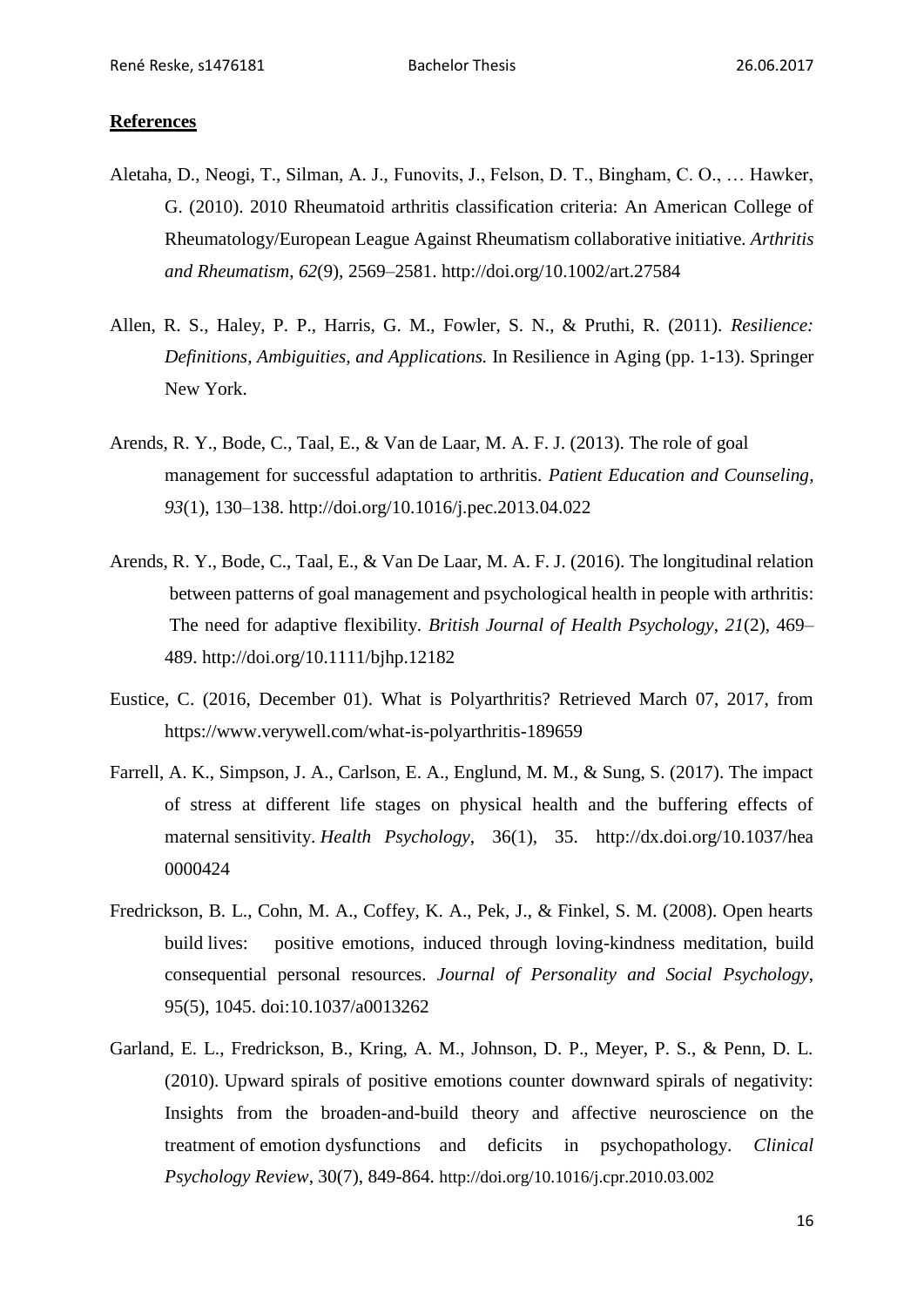**References**

Aletaha, D., Neogi, T., Silman, A. J., Funovits, J., Felson, D. T., Bingham, C. O., … Hawker, G. (2010). 2010 Rheumatoid arthritis classification criteria: An American College of Rheumatology/European League Against Rheumatism collaborative initiative. *Arthritis and Rheumatism*, *62*(9), 2569–2581. http://doi.org/10.1002/art.27584

Allen, R. S., Haley, P. P., Harris, G. M., Fowler, S. N., & Pruthi, R. (2011). *Resilience: Definitions, Ambiguities, and Applications.* In Resilience in Aging (pp. 1-13). Springer New York.

Arends, R. Y., Bode, C., Taal, E., & Van de Laar, M. A. F. J. (2013). The role of goal management for successful adaptation to arthritis. *Patient Education and Counseling*, *93*(1), 130–138. http://doi.org/10.1016/j.pec.2013.04.022

Arends, R. Y., Bode, C., Taal, E., & Van De Laar, M. A. F. J. (2016). The longitudinal relation between patterns of goal management and psychological health in people with arthritis: The need for adaptive flexibility. *British Journal of Health Psychology*, *21*(2), 469–489. http://doi.org/10.1111/bjhp.12182

Eustice, C. (2016, December 01). What is Polyarthritis? Retrieved March 07, 2017, from https://www.verywell.com/what-is-polyarthritis-189659

Farrell, A. K., Simpson, J. A., Carlson, E. A., Englund, M. M., & Sung, S. (2017). The impact of stress at different life stages on physical health and the buffering effects of maternal sensitivity. *Health Psychology*, 36(1), 35. http://dx.doi.org/10.1037/hea0000424

Fredrickson, B. L., Cohn, M. A., Coffey, K. A., Pek, J., & Finkel, S. M. (2008). Open hearts build lives: positive emotions, induced through loving-kindness meditation, build consequential personal resources. *Journal of Personality and Social Psychology*, 95(5), 1045. doi:10.1037/a0013262

Garland, E. L., Fredrickson, B., Kring, A. M., Johnson, D. P., Meyer, P. S., & Penn, D. L. (2010). Upward spirals of positive emotions counter downward spirals of negativity: Insights from the broaden-and-build theory and affective neuroscience on the treatment of emotion dysfunctions and deficits in psychopathology. *Clinical Psychology Review*, 30(7), 849-864. http://doi.org/10.1016/j.cpr.2010.03.002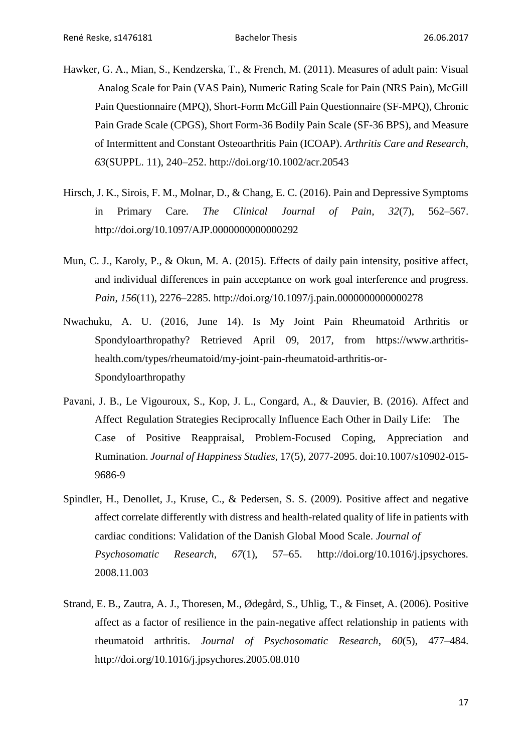Hawker, G. A., Mian, S., Kendzerska, T., & French, M. (2011). Measures of adult pain: Visual Analog Scale for Pain (VAS Pain), Numeric Rating Scale for Pain (NRS Pain), McGill Pain Questionnaire (MPQ), Short-Form McGill Pain Questionnaire (SF-MPQ), Chronic Pain Grade Scale (CPGS), Short Form-36 Bodily Pain Scale (SF-36 BPS), and Measure of Intermittent and Constant Osteoarthritis Pain (ICOAP). *Arthritis Care and Research*, *63*(SUPPL. 11), 240–252. http://doi.org/10.1002/acr.20543

Hirsch, J. K., Sirois, F. M., Molnar, D., & Chang, E. C. (2016). Pain and Depressive Symptoms in Primary Care. *The Clinical Journal of Pain*, *32*(7), 562–567. http://doi.org/10.1097/AJP.0000000000000292

Mun, C. J., Karoly, P., & Okun, M. A. (2015). Effects of daily pain intensity, positive affect, and individual differences in pain acceptance on work goal interference and progress. *Pain*, *156*(11), 2276–2285. http://doi.org/10.1097/j.pain.0000000000000278

Nwachuku, A. U. (2016, June 14). Is My Joint Pain Rheumatoid Arthritis or Spondyloarthropathy? Retrieved April 09, 2017, from https://www.arthritis-health.com/types/rheumatoid/my-joint-pain-rheumatoid-arthritis-or-Spondyloarthropathy

Pavani, J. B., Le Vigouroux, S., Kop, J. L., Congard, A., & Dauvier, B. (2016). Affect and Affect Regulation Strategies Reciprocally Influence Each Other in Daily Life: The Case of Positive Reappraisal, Problem-Focused Coping, Appreciation and Rumination. *Journal of Happiness Studies*, 17(5), 2077-2095. doi:10.1007/s10902-015-9686-9

Spindler, H., Denollet, J., Kruse, C., & Pedersen, S. S. (2009). Positive affect and negative affect correlate differently with distress and health-related quality of life in patients with cardiac conditions: Validation of the Danish Global Mood Scale. *Journal of Psychosomatic Research*, *67*(1), 57–65. http://doi.org/10.1016/j.jpsychores.2008.11.003

Strand, E. B., Zautra, A. J., Thoresen, M., Ødegård, S., Uhlig, T., & Finset, A. (2006). Positive affect as a factor of resilience in the pain-negative affect relationship in patients with rheumatoid arthritis. *Journal of Psychosomatic Research*, *60*(5), 477–484. http://doi.org/10.1016/j.jpsychores.2005.08.010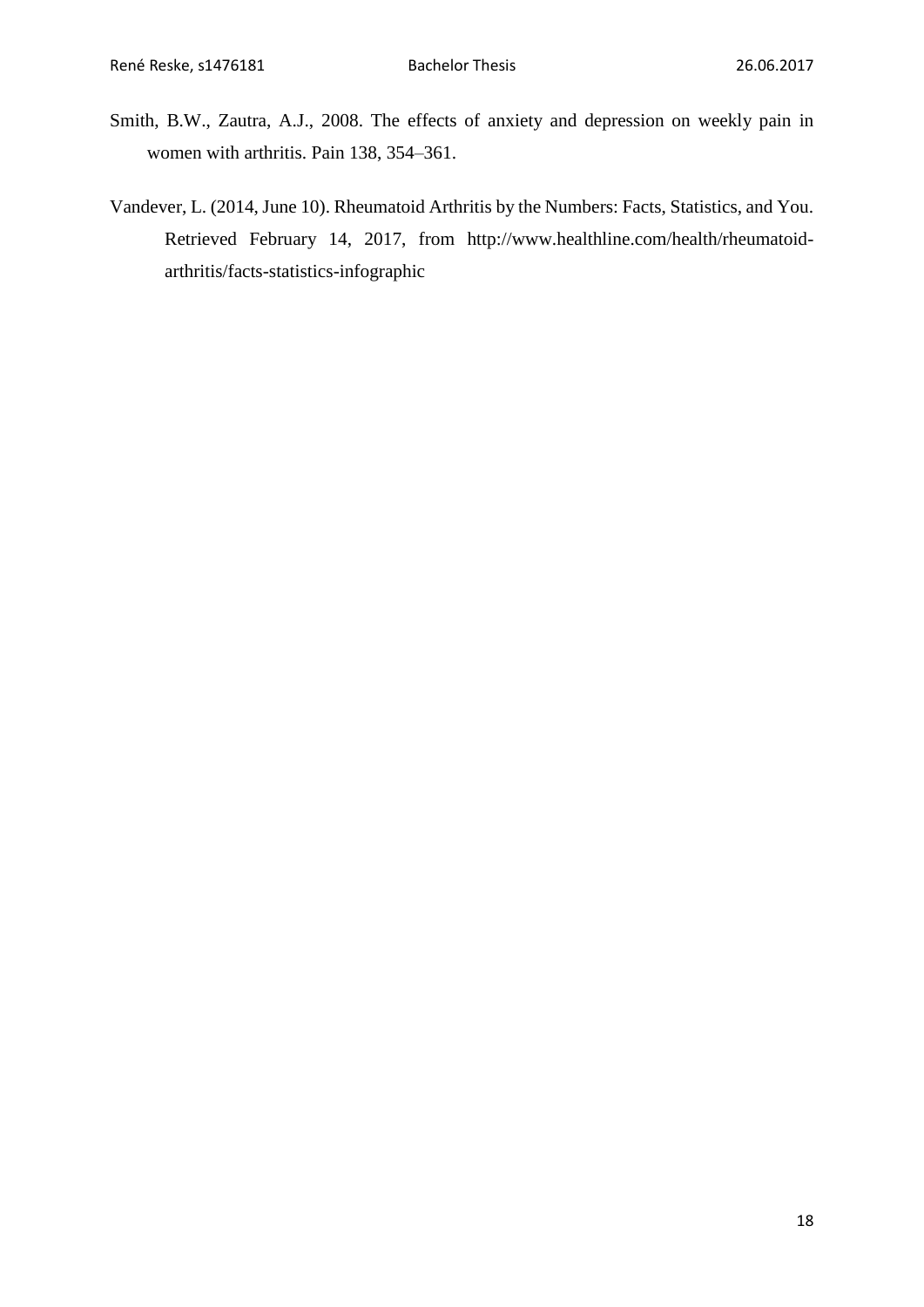Smith, B.W., Zautra, A.J., 2008. The effects of anxiety and depression on weekly pain in women with arthritis. Pain 138, 354–361.

Vandever, L. (2014, June 10). Rheumatoid Arthritis by the Numbers: Facts, Statistics, and You. Retrieved February 14, 2017, from http://www.healthline.com/health/rheumatoid-arthritis/facts-statistics-infographic